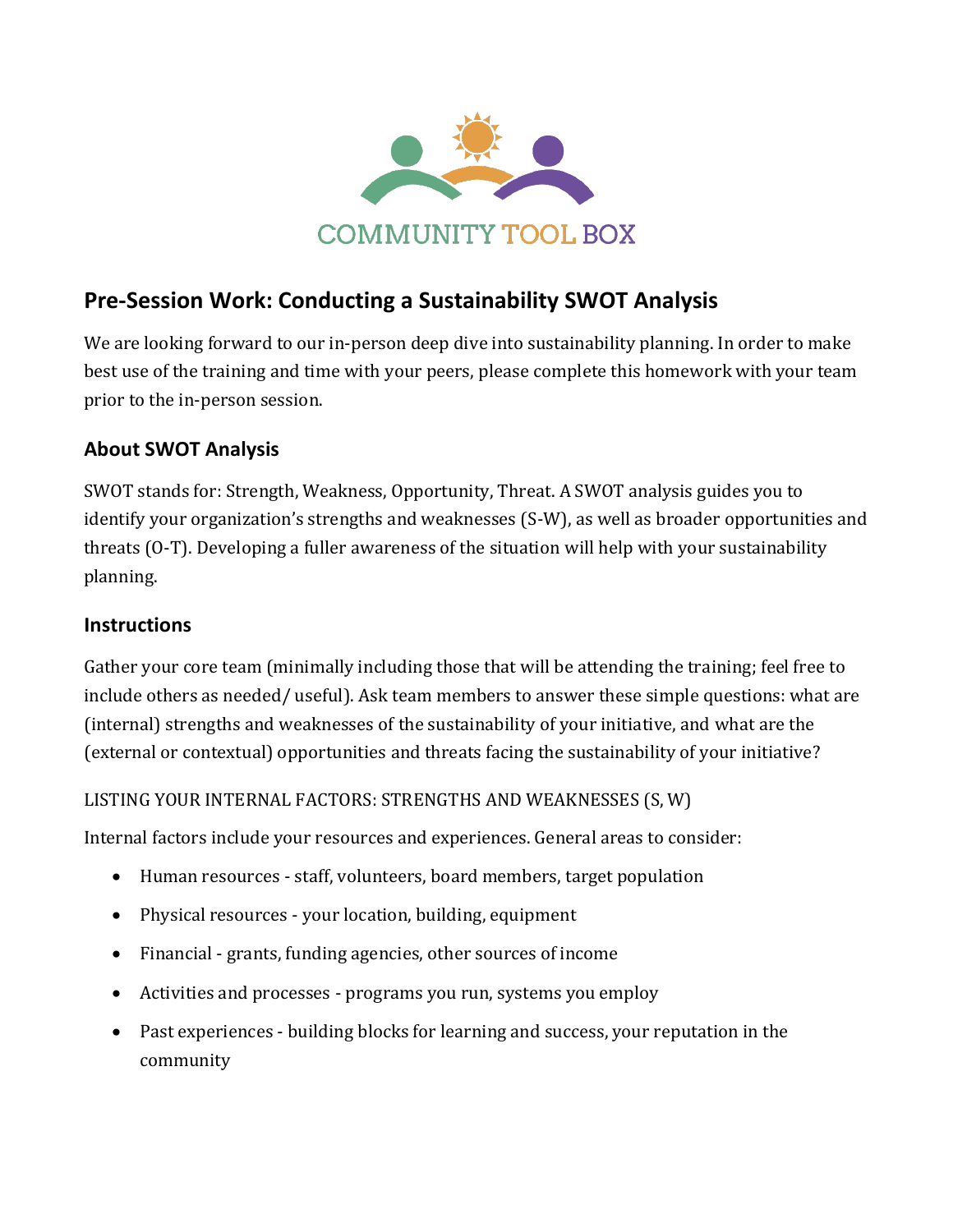COMMUNITY TOOL BOX

## Pre-Session Work: Conducting a Sustainability SWOT Analysis

We are looking forward to our in-person deep dive into sustainability planning. In order to make best use of the training and time with your peers, please complete this homework with your team prior to the in-person session.

### About SWOT Analysis

SWOT stands for: Strength, Weakness, Opportunity, Threat. A SWOT analysis guides you to identify your organization's strengths and weaknesses (S-W), as well as broader opportunities and threats (O-T). Developing a fuller awareness of the situation will help with your sustainability planning.

### Instructions

Gather your core team (minimally including those that will be attending the training; feel free to include others as needed/ useful). Ask team members to answer these simple questions: what are (internal) strengths and weaknesses of the sustainability of your initiative, and what are the (external or contextual) opportunities and threats facing the sustainability of your initiative?

LISTING YOUR INTERNAL FACTORS: STRENGTHS AND WEAKNESSES (S, W)

Internal factors include your resources and experiences. General areas to consider:

- Human resources - staff, volunteers, board members, target population
- Physical resources - your location, building, equipment
- Financial - grants, funding agencies, other sources of income
- Activities and processes - programs you run, systems you employ
- Past experiences - building blocks for learning and success, your reputation in the community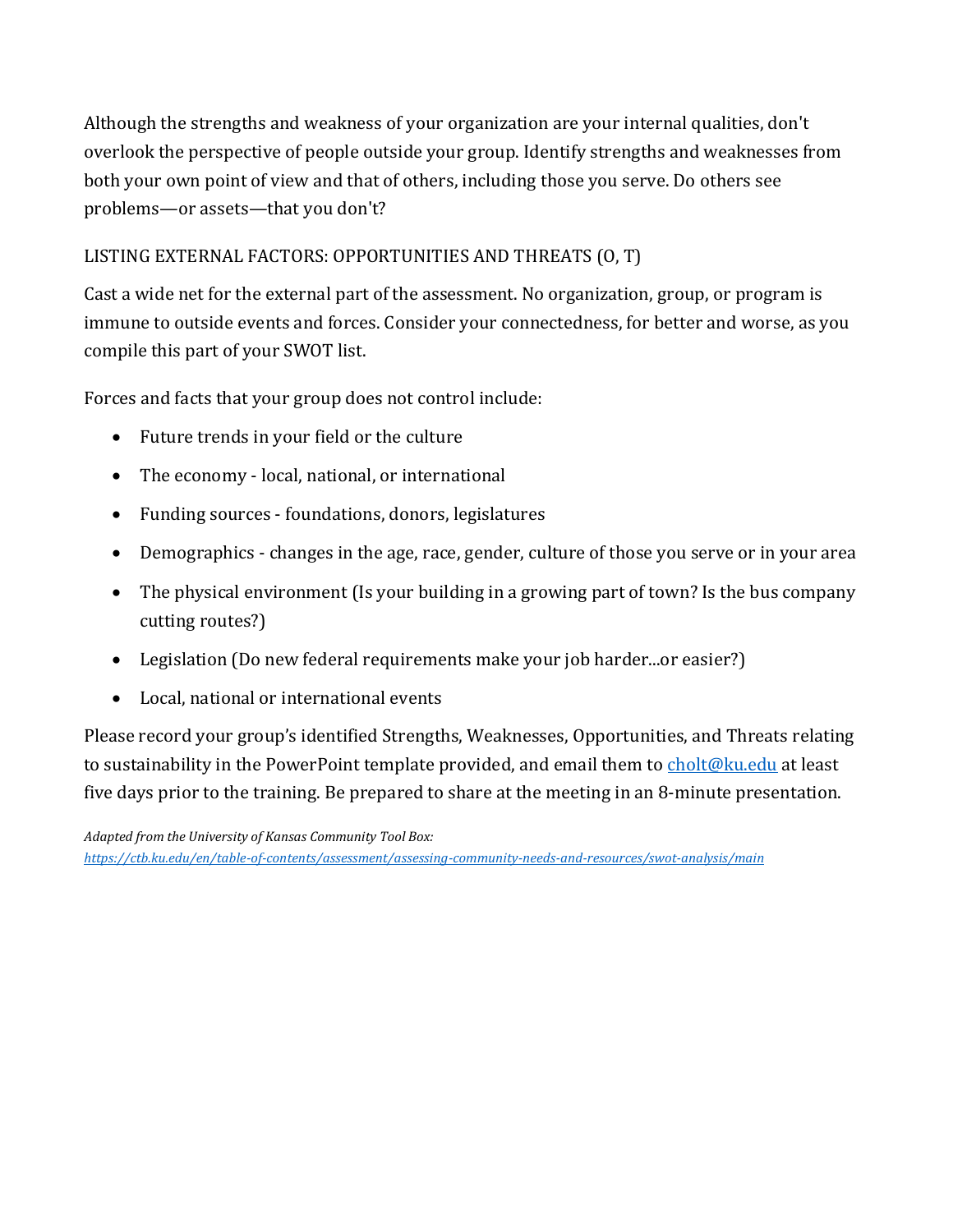Although the strengths and weakness of your organization are your internal qualities, don't overlook the perspective of people outside your group. Identify strengths and weaknesses from both your own point of view and that of others, including those you serve. Do others see problems—or assets—that you don't?

## LISTING EXTERNAL FACTORS: OPPORTUNITIES AND THREATS (O, T)

Cast a wide net for the external part of the assessment. No organization, group, or program is immune to outside events and forces. Consider your connectedness, for better and worse, as you compile this part of your SWOT list.

Forces and facts that your group does not control include:

- Future trends in your field or the culture
- The economy - local, national, or international
- Funding sources - foundations, donors, legislatures
- Demographics - changes in the age, race, gender, culture of those you serve or in your area
- The physical environment (Is your building in a growing part of town? Is the bus company cutting routes?)
- Legislation (Do new federal requirements make your job harder...or easier?)
- Local, national or international events

Please record your group's identified Strengths, Weaknesses, Opportunities, and Threats relating to sustainability in the PowerPoint template provided, and email them to [cholt@ku.edu](mailto:cholt@ku.edu) at least five days prior to the training. Be prepared to share at the meeting in an 8-minute presentation.

*Adapted from the University of Kansas Community Tool Box:*
*[https://ctb.ku.edu/en/table-of-contents/assessment/assessing-community-needs-and-resources/swot-analysis/main](https://ctb.ku.edu/en/table-of-contents/assessment/assessing-community-needs-and-resources/swot-analysis/main)*